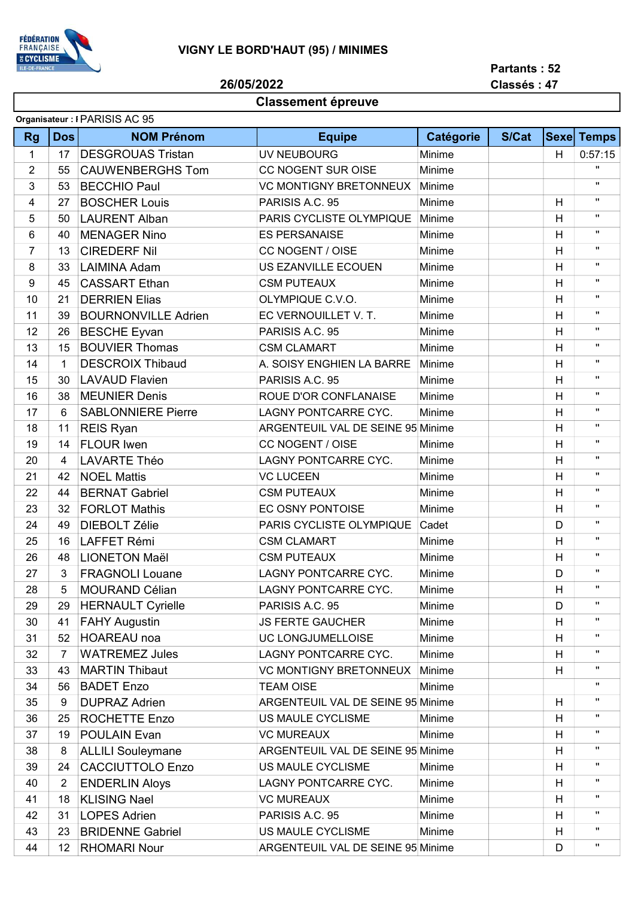# VIGNY LE BORD'HAUT (95) / MINIMES

26/05/2022

Partants : 52
Classés : 47

## Classement épreuve

Organisateur : PARISIS AC 95

| Rg | Dos | NOM Prénom | Equipe | Catégorie | S/Cat | Sexe | Temps |
|---|---|---|---|---|---|---|---|
| 1 | 17 | DESGROUAS Tristan | UV NEUBOURG | Minime | | H | 0:57:15 |
| 2 | 55 | CAUWENBERGHS Tom | CC NOGENT SUR OISE | Minime | | | " |
| 3 | 53 | BECCHIO Paul | VC MONTIGNY BRETONNEUX | Minime | | | " |
| 4 | 27 | BOSCHER Louis | PARISIS A.C. 95 | Minime | | H | " |
| 5 | 50 | LAURENT Alban | PARIS CYCLISTE OLYMPIQUE | Minime | | H | " |
| 6 | 40 | MENAGER Nino | ES PERSANAISE | Minime | | H | " |
| 7 | 13 | CIREDERF Nil | CC NOGENT / OISE | Minime | | H | " |
| 8 | 33 | LAIMINA Adam | US EZANVILLE ECOUEN | Minime | | H | " |
| 9 | 45 | CASSART Ethan | CSM PUTEAUX | Minime | | H | " |
| 10 | 21 | DERRIEN Elias | OLYMPIQUE C.V.O. | Minime | | H | " |
| 11 | 39 | BOURNONVILLE Adrien | EC VERNOUILLET V. T. | Minime | | H | " |
| 12 | 26 | BESCHE Eyvan | PARISIS A.C. 95 | Minime | | H | " |
| 13 | 15 | BOUVIER Thomas | CSM CLAMART | Minime | | H | " |
| 14 | 1 | DESCROIX Thibaud | A. SOISY ENGHIEN LA BARRE | Minime | | H | " |
| 15 | 30 | LAVAUD Flavien | PARISIS A.C. 95 | Minime | | H | " |
| 16 | 38 | MEUNIER Denis | ROUE D'OR CONFLANAISE | Minime | | H | " |
| 17 | 6 | SABLONNIERE Pierre | LAGNY PONTCARRE CYC. | Minime | | H | " |
| 18 | 11 | REIS Ryan | ARGENTEUIL VAL DE SEINE 95 | Minime | | H | " |
| 19 | 14 | FLOUR Iwen | CC NOGENT / OISE | Minime | | H | " |
| 20 | 4 | LAVARTE Théo | LAGNY PONTCARRE CYC. | Minime | | H | " |
| 21 | 42 | NOEL Mattis | VC LUCEEN | Minime | | H | " |
| 22 | 44 | BERNAT Gabriel | CSM PUTEAUX | Minime | | H | " |
| 23 | 32 | FORLOT Mathis | EC OSNY PONTOISE | Minime | | H | " |
| 24 | 49 | DIEBOLT Zélie | PARIS CYCLISTE OLYMPIQUE | Cadet | | D | " |
| 25 | 16 | LAFFET Rémi | CSM CLAMART | Minime | | H | " |
| 26 | 48 | LIONETON Maël | CSM PUTEAUX | Minime | | H | " |
| 27 | 3 | FRAGNOLI Louane | LAGNY PONTCARRE CYC. | Minime | | D | " |
| 28 | 5 | MOURAND Célian | LAGNY PONTCARRE CYC. | Minime | | H | " |
| 29 | 29 | HERNAULT Cyrielle | PARISIS A.C. 95 | Minime | | D | " |
| 30 | 41 | FAHY Augustin | JS FERTE GAUCHER | Minime | | H | " |
| 31 | 52 | HOAREAU noa | UC LONGJUMELLOISE | Minime | | H | " |
| 32 | 7 | WATREMEZ Jules | LAGNY PONTCARRE CYC. | Minime | | H | " |
| 33 | 43 | MARTIN Thibaut | VC MONTIGNY BRETONNEUX | Minime | | H | " |
| 34 | 56 | BADET Enzo | TEAM OISE | Minime | | | " |
| 35 | 9 | DUPRAZ Adrien | ARGENTEUIL VAL DE SEINE 95 | Minime | | H | " |
| 36 | 25 | ROCHETTE Enzo | US MAULE CYCLISME | Minime | | H | " |
| 37 | 19 | POULAIN Evan | VC MUREAUX | Minime | | H | " |
| 38 | 8 | ALLILI Souleymane | ARGENTEUIL VAL DE SEINE 95 | Minime | | H | " |
| 39 | 24 | CACCIUTTOLO Enzo | US MAULE CYCLISME | Minime | | H | " |
| 40 | 2 | ENDERLIN Aloys | LAGNY PONTCARRE CYC. | Minime | | H | " |
| 41 | 18 | KLISING Nael | VC MUREAUX | Minime | | H | " |
| 42 | 31 | LOPES Adrien | PARISIS A.C. 95 | Minime | | H | " |
| 43 | 23 | BRIDENNE Gabriel | US MAULE CYCLISME | Minime | | H | " |
| 44 | 12 | RHOMARI Nour | ARGENTEUIL VAL DE SEINE 95 | Minime | | D | " |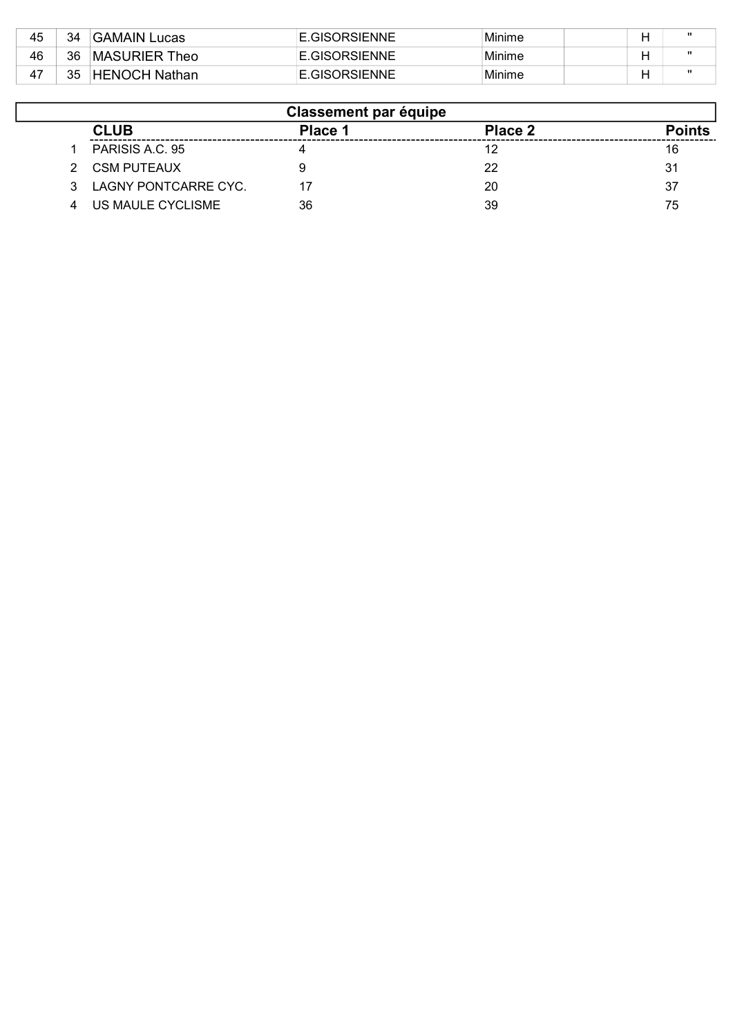| | | | | | | | |
|---|---|---|---|---|---|---|---|
| 45 | 34 | GAMAIN Lucas | E.GISORSIENNE | Minime | | H | " |
| 46 | 36 | MASURIER Theo | E.GISORSIENNE | Minime | | H | " |
| 47 | 35 | HENOCH Nathan | E.GISORSIENNE | Minime | | H | " |

## Classement par équipe

| | CLUB | Place 1 | Place 2 | Points |
|---|---|---|---|---|
| 1 | PARISIS A.C. 95 | 4 | 12 | 16 |
| 2 | CSM PUTEAUX | 9 | 22 | 31 |
| 3 | LAGNY PONTCARRE CYC. | 17 | 20 | 37 |
| 4 | US MAULE CYCLISME | 36 | 39 | 75 |